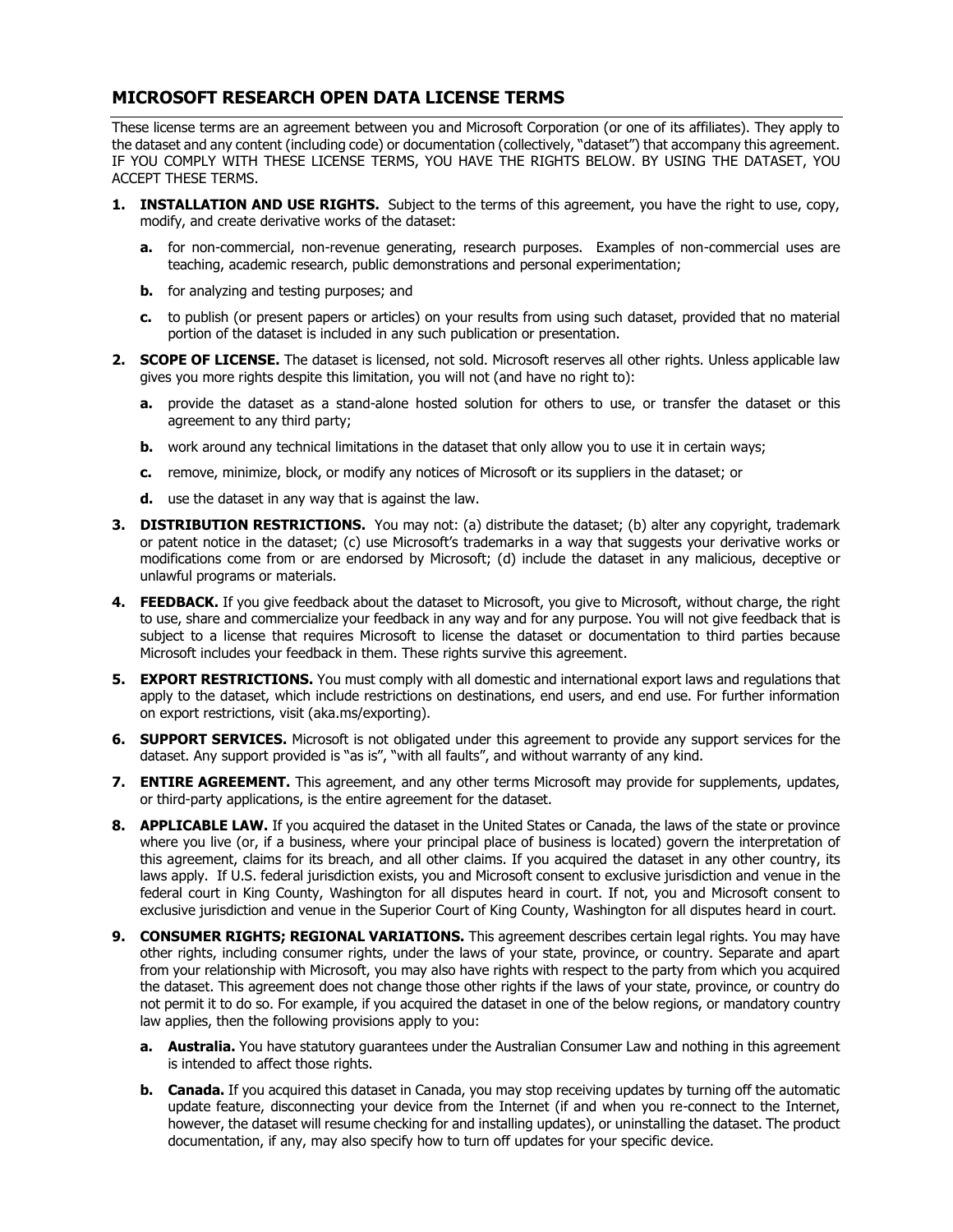# MICROSOFT RESEARCH OPEN DATA LICENSE TERMS

These license terms are an agreement between you and Microsoft Corporation (or one of its affiliates). They apply to the dataset and any content (including code) or documentation (collectively, "dataset") that accompany this agreement. IF YOU COMPLY WITH THESE LICENSE TERMS, YOU HAVE THE RIGHTS BELOW. BY USING THE DATASET, YOU ACCEPT THESE TERMS.

1. **INSTALLATION AND USE RIGHTS.** Subject to the terms of this agreement, you have the right to use, copy, modify, and create derivative works of the dataset:
   - **a.** for non-commercial, non-revenue generating, research purposes. Examples of non-commercial uses are teaching, academic research, public demonstrations and personal experimentation;
   - **b.** for analyzing and testing purposes; and
   - **c.** to publish (or present papers or articles) on your results from using such dataset, provided that no material portion of the dataset is included in any such publication or presentation.
2. **SCOPE OF LICENSE.** The dataset is licensed, not sold. Microsoft reserves all other rights. Unless applicable law gives you more rights despite this limitation, you will not (and have no right to):
   - **a.** provide the dataset as a stand-alone hosted solution for others to use, or transfer the dataset or this agreement to any third party;
   - **b.** work around any technical limitations in the dataset that only allow you to use it in certain ways;
   - **c.** remove, minimize, block, or modify any notices of Microsoft or its suppliers in the dataset; or
   - **d.** use the dataset in any way that is against the law.
3. **DISTRIBUTION RESTRICTIONS.** You may not: (a) distribute the dataset; (b) alter any copyright, trademark or patent notice in the dataset; (c) use Microsoft's trademarks in a way that suggests your derivative works or modifications come from or are endorsed by Microsoft; (d) include the dataset in any malicious, deceptive or unlawful programs or materials.
4. **FEEDBACK.** If you give feedback about the dataset to Microsoft, you give to Microsoft, without charge, the right to use, share and commercialize your feedback in any way and for any purpose. You will not give feedback that is subject to a license that requires Microsoft to license the dataset or documentation to third parties because Microsoft includes your feedback in them. These rights survive this agreement.
5. **EXPORT RESTRICTIONS.** You must comply with all domestic and international export laws and regulations that apply to the dataset, which include restrictions on destinations, end users, and end use. For further information on export restrictions, visit (aka.ms/exporting).
6. **SUPPORT SERVICES.** Microsoft is not obligated under this agreement to provide any support services for the dataset. Any support provided is "as is", "with all faults", and without warranty of any kind.
7. **ENTIRE AGREEMENT.** This agreement, and any other terms Microsoft may provide for supplements, updates, or third-party applications, is the entire agreement for the dataset.
8. **APPLICABLE LAW.** If you acquired the dataset in the United States or Canada, the laws of the state or province where you live (or, if a business, where your principal place of business is located) govern the interpretation of this agreement, claims for its breach, and all other claims. If you acquired the dataset in any other country, its laws apply. If U.S. federal jurisdiction exists, you and Microsoft consent to exclusive jurisdiction and venue in the federal court in King County, Washington for all disputes heard in court. If not, you and Microsoft consent to exclusive jurisdiction and venue in the Superior Court of King County, Washington for all disputes heard in court.
9. **CONSUMER RIGHTS; REGIONAL VARIATIONS.** This agreement describes certain legal rights. You may have other rights, including consumer rights, under the laws of your state, province, or country. Separate and apart from your relationship with Microsoft, you may also have rights with respect to the party from which you acquired the dataset. This agreement does not change those other rights if the laws of your state, province, or country do not permit it to do so. For example, if you acquired the dataset in one of the below regions, or mandatory country law applies, then the following provisions apply to you:
   - **a. Australia.** You have statutory guarantees under the Australian Consumer Law and nothing in this agreement is intended to affect those rights.
   - **b. Canada.** If you acquired this dataset in Canada, you may stop receiving updates by turning off the automatic update feature, disconnecting your device from the Internet (if and when you re-connect to the Internet, however, the dataset will resume checking for and installing updates), or uninstalling the dataset. The product documentation, if any, may also specify how to turn off updates for your specific device.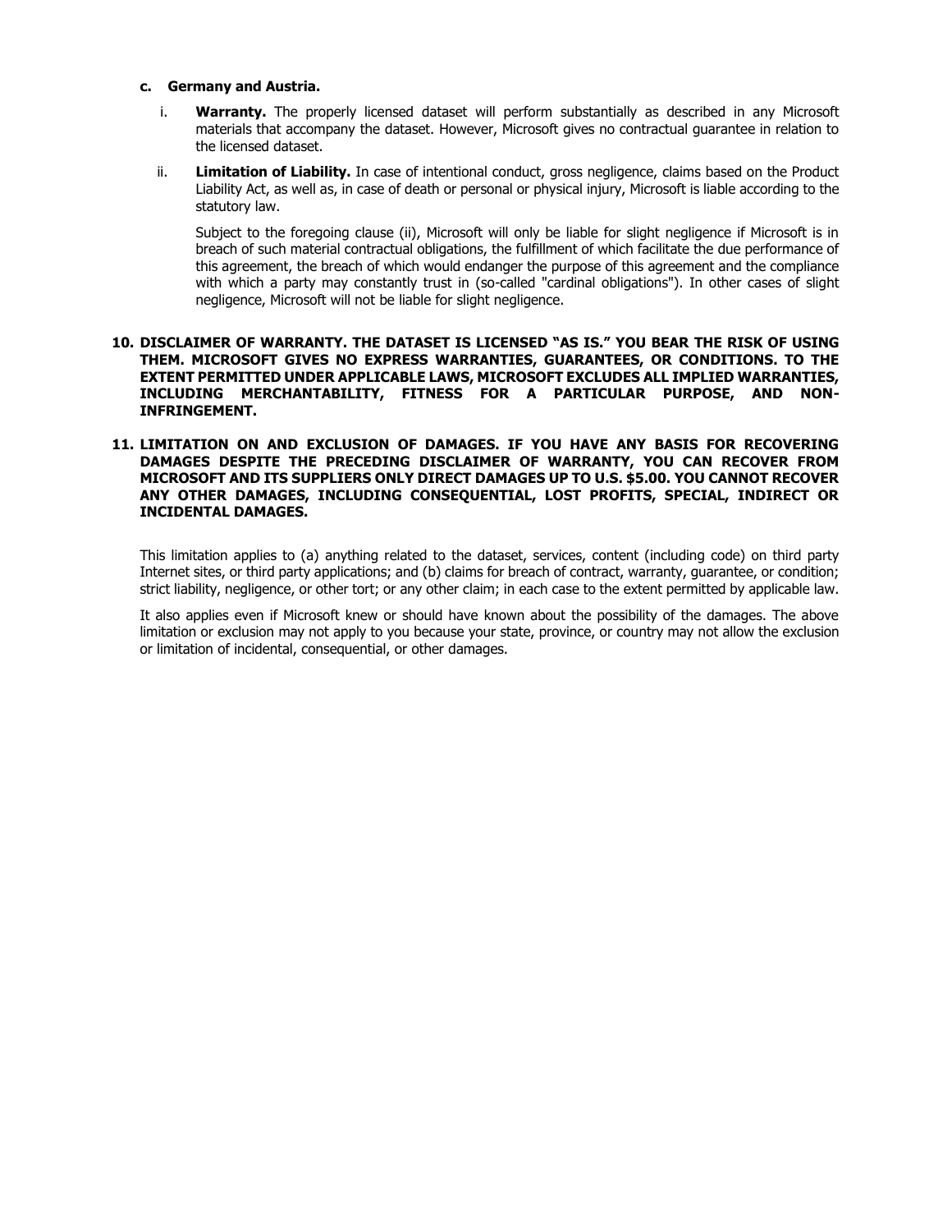**c. Germany and Austria.**

i. **Warranty.** The properly licensed dataset will perform substantially as described in any Microsoft materials that accompany the dataset. However, Microsoft gives no contractual guarantee in relation to the licensed dataset.

ii. **Limitation of Liability.** In case of intentional conduct, gross negligence, claims based on the Product Liability Act, as well as, in case of death or personal or physical injury, Microsoft is liable according to the statutory law.

Subject to the foregoing clause (ii), Microsoft will only be liable for slight negligence if Microsoft is in breach of such material contractual obligations, the fulfillment of which facilitate the due performance of this agreement, the breach of which would endanger the purpose of this agreement and the compliance with which a party may constantly trust in (so-called "cardinal obligations"). In other cases of slight negligence, Microsoft will not be liable for slight negligence.

**10. DISCLAIMER OF WARRANTY. THE DATASET IS LICENSED "AS IS." YOU BEAR THE RISK OF USING THEM. MICROSOFT GIVES NO EXPRESS WARRANTIES, GUARANTEES, OR CONDITIONS. TO THE EXTENT PERMITTED UNDER APPLICABLE LAWS, MICROSOFT EXCLUDES ALL IMPLIED WARRANTIES, INCLUDING MERCHANTABILITY, FITNESS FOR A PARTICULAR PURPOSE, AND NON-INFRINGEMENT.**

**11. LIMITATION ON AND EXCLUSION OF DAMAGES. IF YOU HAVE ANY BASIS FOR RECOVERING DAMAGES DESPITE THE PRECEDING DISCLAIMER OF WARRANTY, YOU CAN RECOVER FROM MICROSOFT AND ITS SUPPLIERS ONLY DIRECT DAMAGES UP TO U.S. $5.00. YOU CANNOT RECOVER ANY OTHER DAMAGES, INCLUDING CONSEQUENTIAL, LOST PROFITS, SPECIAL, INDIRECT OR INCIDENTAL DAMAGES.**

This limitation applies to (a) anything related to the dataset, services, content (including code) on third party Internet sites, or third party applications; and (b) claims for breach of contract, warranty, guarantee, or condition; strict liability, negligence, or other tort; or any other claim; in each case to the extent permitted by applicable law.

It also applies even if Microsoft knew or should have known about the possibility of the damages. The above limitation or exclusion may not apply to you because your state, province, or country may not allow the exclusion or limitation of incidental, consequential, or other damages.